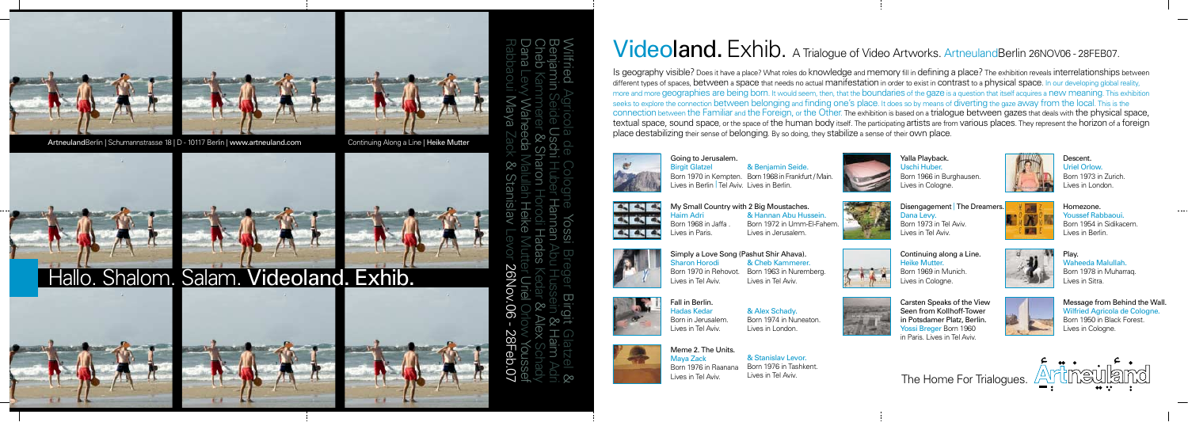ArtneulandBerlin | Schumannstrasse 18 | D - 10117 Berlin | www.artneuland.com

Continuing Along a Line | Heike Mutter

# Hallo. Shalom. Salam. Videoland. Exhib.

Wilfried Agricola de Cologne Yossi Breger Birgit Glatzel & Benjamin Seide Uschi Huber Hannan Abu Hussein & Haim Adri Cheb Kammerer & Sharon Horodi Hadas Kedar & Alex Schady Dana Levy Waheeda Malullah Heike Mutter Uriel Orlow Youssef Rabbaoui Maya Zack & Stanislav Levor 26Nov.06 - 28Feb.07

# Videoland. Exhib. A Trialogue of Video Artworks. ArtneulandBerlin 26NOV06 - 28FEB07.

Is geography visible? Does it have a place? What roles do knowledge and memory fill in defining a place? The exhibition reveals interrelationships between different types of spaces, between a space that needs no actual manifestation in order to exist in contrast to a physical space. In our developing global reality, more and more geographies are being born. It would seem, then, that the boundaries of the gaze is a question that itself acquires a new meaning. This exhibition seeks to explore the connection between belonging and finding one's place. It does so by means of diverting the gaze away from the local. This is the connection between the Familiar and the Foreign, or the Other. The exhibition is based on a trialogue between gazes that deals with the physical space, textual space, sound space, or the space of the human body itself. The participating artists are from various places. They represent the horizon of a foreign place destabilizing their sense of belonging. By so doing, they stabilize a sense of their own place.

**Going to Jerusalem.**
Birgit Glatzel & Benjamin Seide.
Born 1970 in Kempten. Lives in Berlin | Tel Aviv. Born 1968 in Frankfurt / Main. Lives in Berlin.

**My Small Country with 2 Big Moustaches.**
Haim Adri & Hannan Abu Hussein.
Born 1968 in Jaffa. Lives in Paris. Born 1972 in Umm-El-Fahem. Lives in Jerusalem.

**Simply a Love Song (Pashut Shir Ahava).**
Sharon Horodi & Cheb Kammerer.
Born 1970 in Rehovot. Lives in Tel Aviv. Born 1963 in Nuremberg. Lives in Tel Aviv.

**Fall in Berlin.**
Hadas Kedar & Alex Schady.
Born in Jerusalem. Lives in Tel Aviv. Born 1974 in Nuneaton. Lives in London.

**Meme 2. The Units.**
Maya Zack & Stanislav Levor.
Born 1976 in Raanana. Lives in Tel Aviv. Born 1976 in Tashkent. Lives in Tel Aviv.

**Yalla Playback.**
Uschi Huber.
Born 1966 in Burghausen.
Lives in Cologne.

**Disengagement | The Dreamers.**
Dana Levy.
Born 1973 in Tel Aviv.
Lives in Tel Aviv.

**Continuing along a Line.**
Heike Mutter.
Born 1969 in Munich.
Lives in Cologne.

**Carsten Speaks of the View Seen from Kollhoff-Tower in Potsdamer Platz, Berlin.**
Yossi Breger Born 1960 in Paris. Lives in Tel Aviv.

**Descent.**
Uriel Orlow.
Born 1973 in Zurich.
Lives in London.

**Homezone.**
Youssef Rabbaoui.
Born 1954 in Sidikacem.
Lives in Berlin.

**Play.**
Waheeda Malullah.
Born 1978 in Muharraq.
Lives in Sitra.

**Message from Behind the Wall.**
Wilfried Agricola de Cologne.
Born 1950 in Black Forest.
Lives in Cologne.

The Home For Trialogues. Artneuland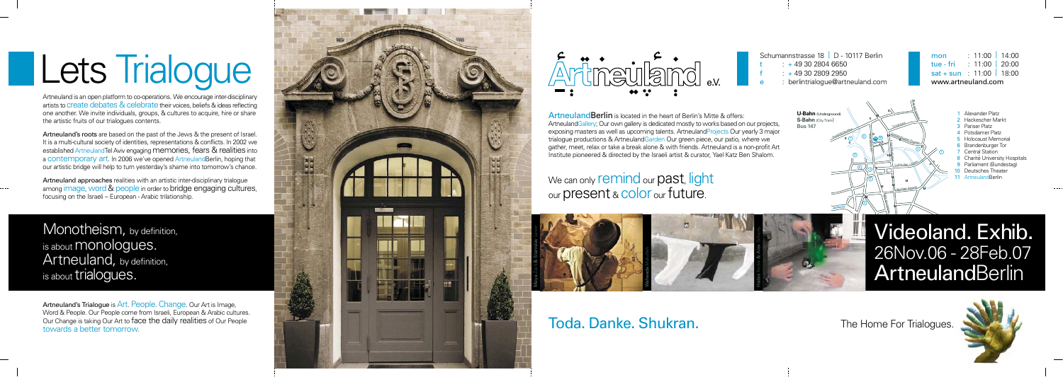# Lets Trialogue

Artneuland is an open platform to co-operations. We encourage inter-disciplinary artists to create debates & celebrate their voices, beliefs & ideas reflecting one another. We invite individuals, groups, & cultures to acquire, hire or share the artistic fruits of our trialogues contents.

Artneuland's roots are based on the past of the Jews & the present of Israel. It is a multi-cultural society of identities, representations & conflicts. In 2002 we established ArtneulandTel Aviv engaging memories, fears & realities into a contemporary art. In 2006 we've opened ArtneulandBerlin, hoping that our artistic bridge will help to turn yesterday's shame into tomorrow's chance.

Artneuland approaches realities with an artistic inter-disciplinary trialogue among image, word & people in order to bridge engaging cultures, focusing on the Israeli – European - Arabic trilationship.

Monotheism, by definition, is about monologues.
Artneuland, by definition, is about trialogues.

Artneuland's Trialogue is Art. People. Change. Our Art is Image, Word & People. Our People come from Israeli, European & Arabic cultures. Our Change is taking Our Art to face the daily realities of Our People towards a better tomorrow.

## Artneuland e.V.

Schumannstrasse 18 | D - 10117 Berlin
t : + 49 30 2804 6650
f : + 49 30 2809 2950
e : berlintrialogue@artneuland.com

mon : 11:00 | 14:00
tue - fri : 11:00 | 20:00
sat + sun : 11:00 | 18:00
www.artneuland.com

ArtneulandBerlin is located in the heart of Berlin's Mitte & offers: ArtneulandGallery: Our own gallery is dedicated mostly to works based on our projects, exposing masters as well as upcoming talents. ArtneulandProjects Our yearly 3 major trialogue productions & ArtneulandGarden Our green piece, our patio, where we gather, meet, relax or take a break alone & with friends. Artneuland is a non-profit Art Institute pioneered & directed by the Israeli artist & curator, Yael Katz Ben Shalom.

U-Bahn (Underground)
S-Bahn (City Train)
Bus 147

1. Alexander Platz
2. Hackescher Markt
3. Pariser Platz
4. Potsdamer Platz
5. Holocaust Memorial
6. Brandenburger Tor
7. Central Station
8. Charité University Hospitals
9. Parliament (Bundestag)
10. Deutsches Theater
11. ArtneulandBerlin

We can only remind our past, light our present & color our future.

## Videoland. Exhib.
26Nov.06 - 28Feb.07
ArtneulandBerlin

Toda. Danke. Shukran.

The Home For Trialogues.